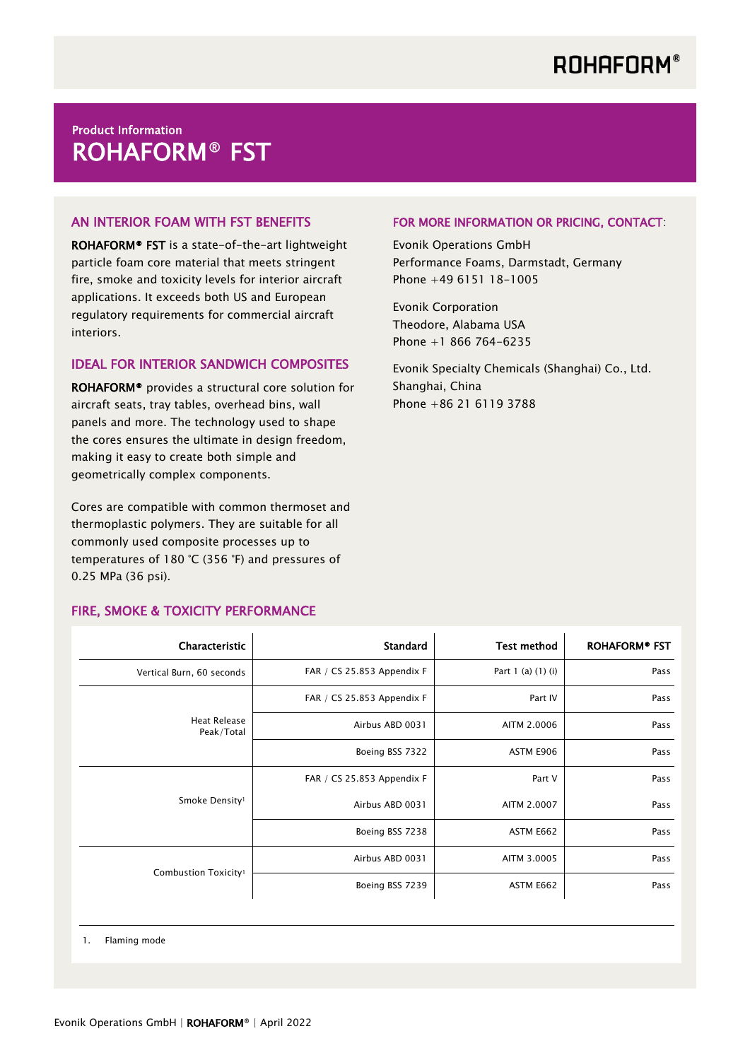ROHAFORM®

Product Information

# ROHAFORM® FST

## AN INTERIOR FOAM WITH FST BENEFITS

**ROHAFORM® FST** is a state-of-the-art lightweight particle foam core material that meets stringent fire, smoke and toxicity levels for interior aircraft applications. It exceeds both US and European regulatory requirements for commercial aircraft interiors.

## IDEAL FOR INTERIOR SANDWICH COMPOSITES

**ROHAFORM®** provides a structural core solution for aircraft seats, tray tables, overhead bins, wall panels and more. The technology used to shape the cores ensures the ultimate in design freedom, making it easy to create both simple and geometrically complex components.

Cores are compatible with common thermoset and thermoplastic polymers. They are suitable for all commonly used composite processes up to temperatures of 180 °C (356 °F) and pressures of 0.25 MPa (36 psi).

## FOR MORE INFORMATION OR PRICING, CONTACT:

Evonik Operations GmbH
Performance Foams, Darmstadt, Germany
Phone +49 6151 18-1005

Evonik Corporation
Theodore, Alabama USA
Phone +1 866 764-6235

Evonik Specialty Chemicals (Shanghai) Co., Ltd.
Shanghai, China
Phone +86 21 6119 3788

## FIRE, SMOKE & TOXICITY PERFORMANCE

| Characteristic | Standard | Test method | ROHAFORM® FST |
|---|---|---|---|
| Vertical Burn, 60 seconds | FAR / CS 25.853 Appendix F | Part 1 (a) (1) (i) | Pass |
| Heat Release Peak/Total | FAR / CS 25.853 Appendix F | Part IV | Pass |
| | Airbus ABD 0031 | AITM 2.0006 | Pass |
| | Boeing BSS 7322 | ASTM E906 | Pass |
| Smoke Density[1] | FAR / CS 25.853 Appendix F | Part V | Pass |
| | Airbus ABD 0031 | AITM 2.0007 | Pass |
| | Boeing BSS 7238 | ASTM E662 | Pass |
| Combustion Toxicity[1] | Airbus ABD 0031 | AITM 3.0005 | Pass |
| | Boeing BSS 7239 | ASTM E662 | Pass |

1. Flaming mode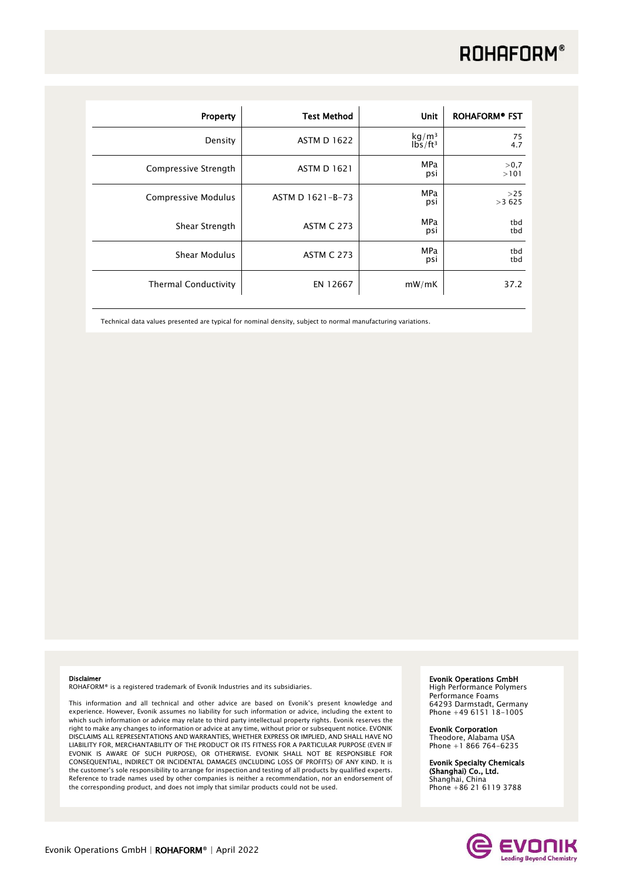ROHAFORM®

| Property | Test Method | Unit | ROHAFORM® FST |
|---|---|---|---|
| Density | ASTM D 1622 | $kg/m^3$<br>$lbs/ft^3$ | 75<br>4.7 |
| Compressive Strength | ASTM D 1621 | MPa<br>psi | >0,7<br>>101 |
| Compressive Modulus | ASTM D 1621-B-73 | MPa<br>psi | >25<br>>3 625 |
| Shear Strength | ASTM C 273 | MPa<br>psi | tbd<br>tbd |
| Shear Modulus | ASTM C 273 | MPa<br>psi | tbd<br>tbd |
| Thermal Conductivity | EN 12667 | mW/mK | 37.2 |

Technical data values presented are typical for nominal density, subject to normal manufacturing variations.

**Disclaimer**
ROHAFORM® is a registered trademark of Evonik Industries and its subsidiaries.

This information and all technical and other advice are based on Evonik's present knowledge and experience. However, Evonik assumes no liability for such information or advice, including the extent to which such information or advice may relate to third party intellectual property rights. Evonik reserves the right to make any changes to information or advice at any time, without prior or subsequent notice. EVONIK DISCLAIMS ALL REPRESENTATIONS AND WARRANTIES, WHETHER EXPRESS OR IMPLIED, AND SHALL HAVE NO LIABILITY FOR, MERCHANTABILITY OF THE PRODUCT OR ITS FITNESS FOR A PARTICULAR PURPOSE (EVEN IF EVONIK IS AWARE OF SUCH PURPOSE), OR OTHERWISE. EVONIK SHALL NOT BE RESPONSIBLE FOR CONSEQUENTIAL, INDIRECT OR INCIDENTAL DAMAGES (INCLUDING LOSS OF PROFITS) OF ANY KIND. It is the customer's sole responsibility to arrange for inspection and testing of all products by qualified experts. Reference to trade names used by other companies is neither a recommendation, nor an endorsement of the corresponding product, and does not imply that similar products could not be used.

**Evonik Operations GmbH**
High Performance Polymers
Performance Foams
64293 Darmstadt, Germany
Phone +49 6151 18-1005

**Evonik Corporation**
Theodore, Alabama USA
Phone +1 866 764-6235

**Evonik Specialty Chemicals (Shanghai) Co., Ltd.**
Shanghai, China
Phone +86 21 6119 3788

Evonik Operations GmbH | **ROHAFORM®** | April 2022

EVONIK
Leading Beyond Chemistry